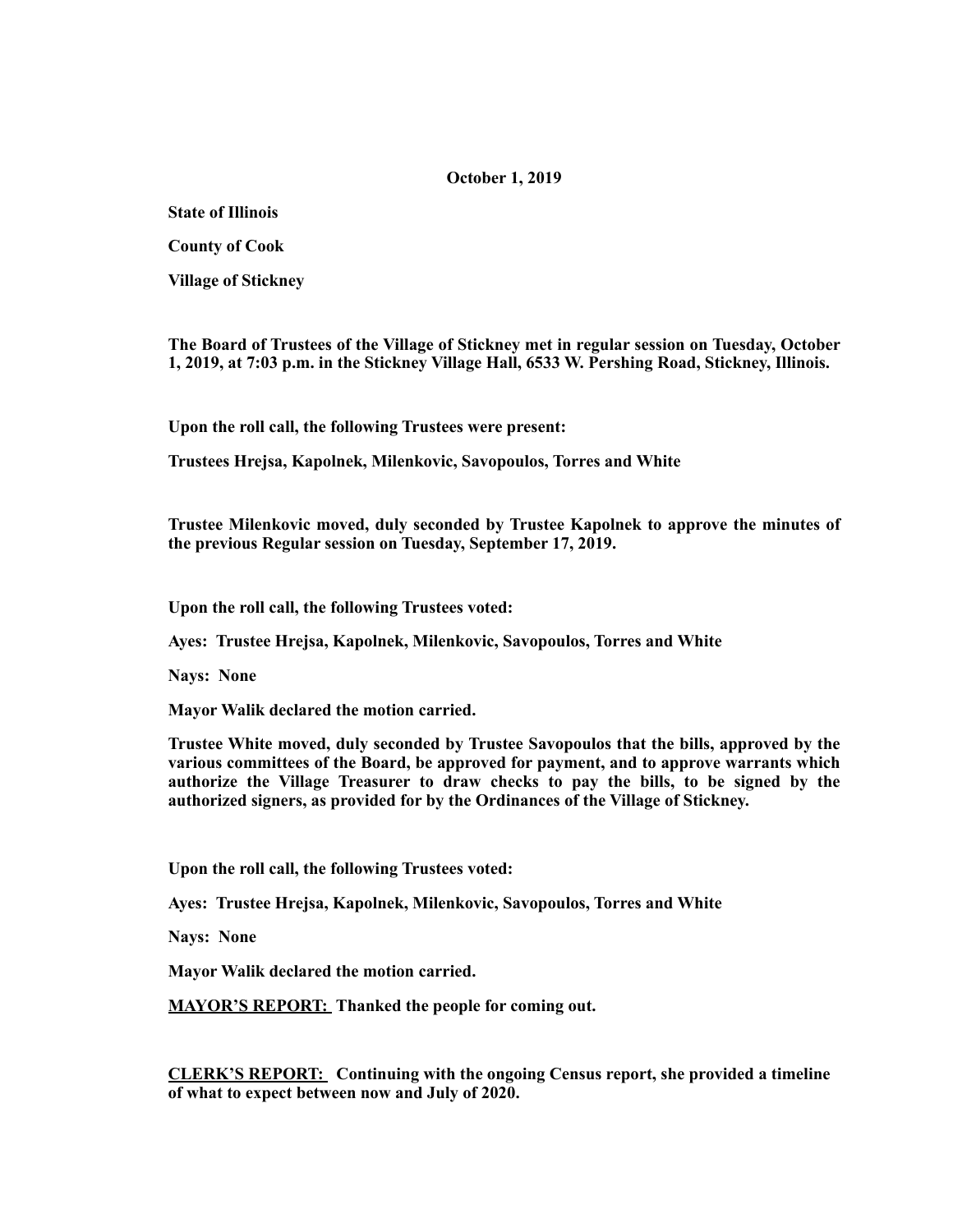**October 1, 2019**

**State of Illinois**

**County of Cook**

**Village of Stickney**

**The Board of Trustees of the Village of Stickney met in regular session on Tuesday, October 1, 2019, at 7:03 p.m. in the Stickney Village Hall, 6533 W. Pershing Road, Stickney, Illinois.**

**Upon the roll call, the following Trustees were present:**

**Trustees Hrejsa, Kapolnek, Milenkovic, Savopoulos, Torres and White**

**Trustee Milenkovic moved, duly seconded by Trustee Kapolnek to approve the minutes of the previous Regular session on Tuesday, September 17, 2019.**

**Upon the roll call, the following Trustees voted:**

**Ayes: Trustee Hrejsa, Kapolnek, Milenkovic, Savopoulos, Torres and White**

**Nays: None**

**Mayor Walik declared the motion carried.**

**Trustee White moved, duly seconded by Trustee Savopoulos that the bills, approved by the various committees of the Board, be approved for payment, and to approve warrants which authorize the Village Treasurer to draw checks to pay the bills, to be signed by the authorized signers, as provided for by the Ordinances of the Village of Stickney.**

**Upon the roll call, the following Trustees voted:**

**Ayes: Trustee Hrejsa, Kapolnek, Milenkovic, Savopoulos, Torres and White**

**Nays: None**

**Mayor Walik declared the motion carried.**

**<u>MAYOR'S REPORT:</u> Thanked the people for coming out.**

**<u>CLERK'S REPORT:</u> Continuing with the ongoing Census report, she provided a timeline of what to expect between now and July of 2020.**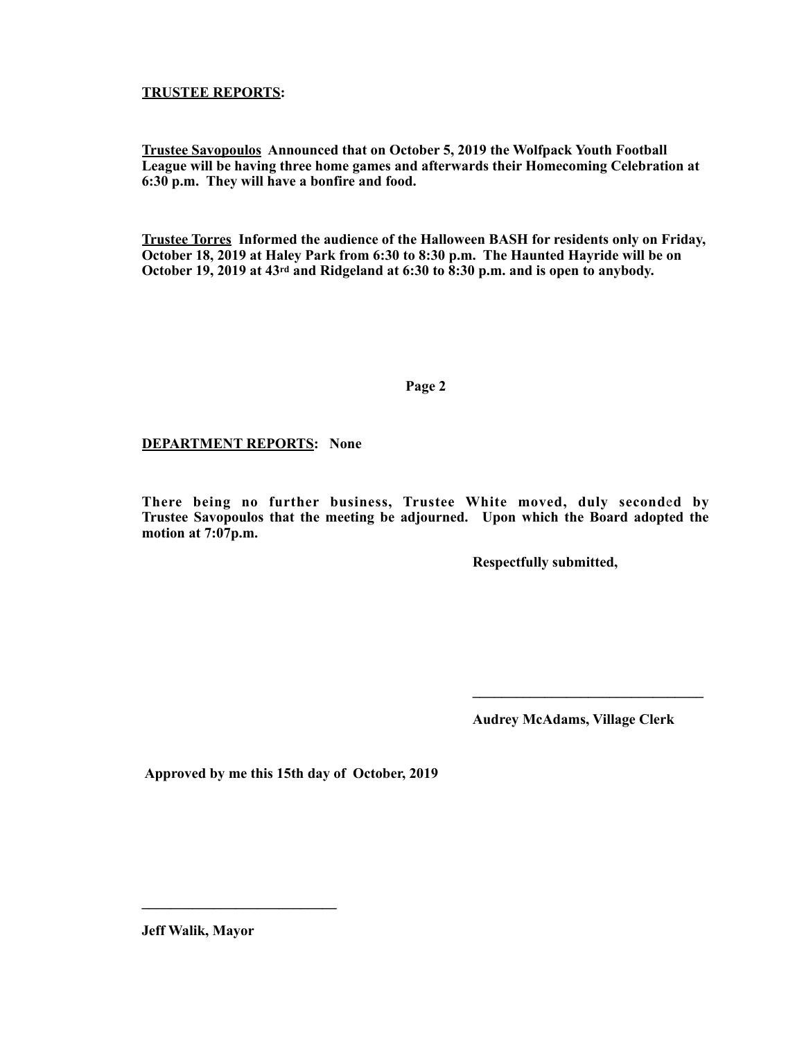**TRUSTEE REPORTS:**

**Trustee Savopoulos** **Announced that on October 5, 2019 the Wolfpack Youth Football League will be having three home games and afterwards their Homecoming Celebration at 6:30 p.m. They will have a bonfire and food.**

**Trustee Torres** **Informed the audience of the Halloween BASH for residents only on Friday, October 18, 2019 at Haley Park from 6:30 to 8:30 p.m. The Haunted Hayride will be on October 19, 2019 at 43rd and Ridgeland at 6:30 to 8:30 p.m. and is open to anybody.**

**DEPARTMENT REPORTS:** **None**

**There being no further business, Trustee White moved, duly seconded by Trustee Savopoulos that the meeting be adjourned. Upon which the Board adopted the motion at 7:07p.m.**

**Respectfully submitted,**

**\_\_\_\_\_\_\_\_\_\_\_\_\_\_\_\_\_\_\_\_\_\_\_\_\_\_\_\_\_\_\_\_\_\_**

**Audrey McAdams, Village Clerk**

**Approved by me this 15th day of October, 2019**

**\_\_\_\_\_\_\_\_\_\_\_\_\_\_\_\_\_\_\_\_\_\_\_\_\_\_\_\_**

**Jeff Walik, Mayor**